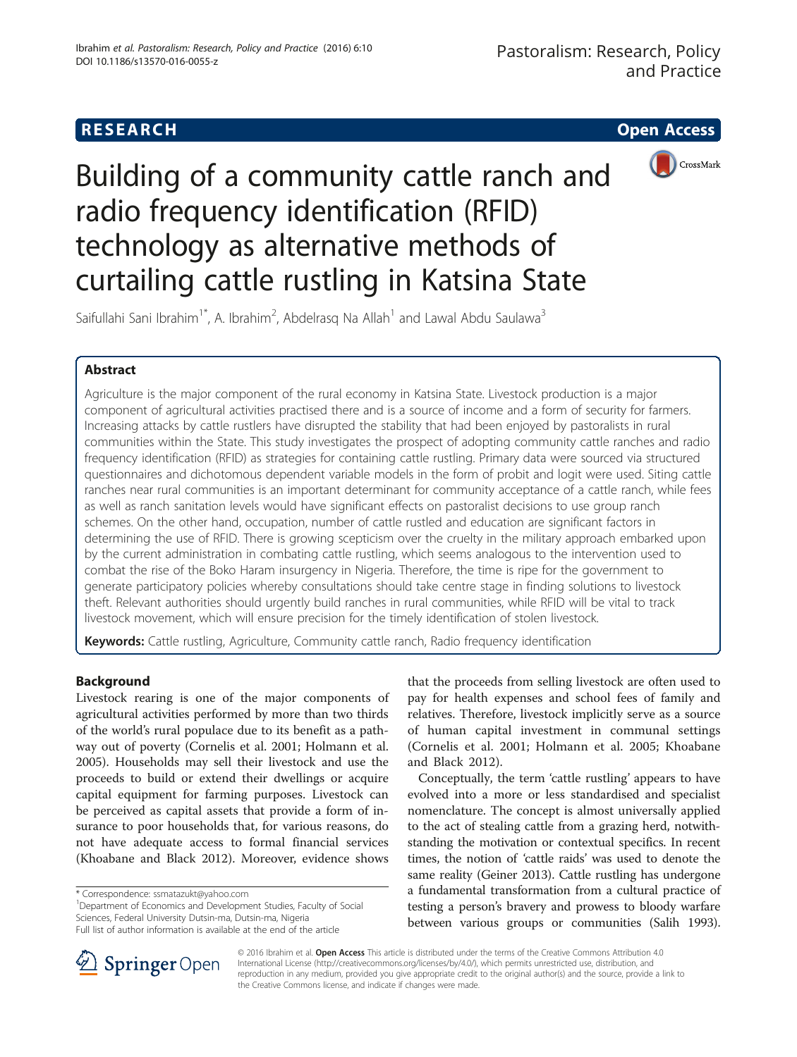RESEARCH Open Access

# Building of a community cattle ranch and radio frequency identification (RFID) technology as alternative methods of curtailing cattle rustling in Katsina State

Saifullahi Sani Ibrahim[1*], A. Ibrahim[2], Abdelrasq Na Allah[1] and Lawal Abdu Saulawa[3]

## Abstract

Agriculture is the major component of the rural economy in Katsina State. Livestock production is a major component of agricultural activities practised there and is a source of income and a form of security for farmers. Increasing attacks by cattle rustlers have disrupted the stability that had been enjoyed by pastoralists in rural communities within the State. This study investigates the prospect of adopting community cattle ranches and radio frequency identification (RFID) as strategies for containing cattle rustling. Primary data were sourced via structured questionnaires and dichotomous dependent variable models in the form of probit and logit were used. Siting cattle ranches near rural communities is an important determinant for community acceptance of a cattle ranch, while fees as well as ranch sanitation levels would have significant effects on pastoralist decisions to use group ranch schemes. On the other hand, occupation, number of cattle rustled and education are significant factors in determining the use of RFID. There is growing scepticism over the cruelty in the military approach embarked upon by the current administration in combating cattle rustling, which seems analogous to the intervention used to combat the rise of the Boko Haram insurgency in Nigeria. Therefore, the time is ripe for the government to generate participatory policies whereby consultations should take centre stage in finding solutions to livestock theft. Relevant authorities should urgently build ranches in rural communities, while RFID will be vital to track livestock movement, which will ensure precision for the timely identification of stolen livestock.

**Keywords:** Cattle rustling, Agriculture, Community cattle ranch, Radio frequency identification

## Background

Livestock rearing is one of the major components of agricultural activities performed by more than two thirds of the world's rural populace due to its benefit as a pathway out of poverty (Cornelis et al. 2001; Holmann et al. 2005). Households may sell their livestock and use the proceeds to build or extend their dwellings or acquire capital equipment for farming purposes. Livestock can be perceived as capital assets that provide a form of insurance to poor households that, for various reasons, do not have adequate access to formal financial services (Khoabane and Black 2012). Moreover, evidence shows that the proceeds from selling livestock are often used to pay for health expenses and school fees of family and relatives. Therefore, livestock implicitly serve as a source of human capital investment in communal settings (Cornelis et al. 2001; Holmann et al. 2005; Khoabane and Black 2012).

Conceptually, the term 'cattle rustling' appears to have evolved into a more or less standardised and specialist nomenclature. The concept is almost universally applied to the act of stealing cattle from a grazing herd, notwithstanding the motivation or contextual specifics. In recent times, the notion of 'cattle raids' was used to denote the same reality (Geiner 2013). Cattle rustling has undergone a fundamental transformation from a cultural practice of testing a person's bravery and prowess to bloody warfare between various groups or communities (Salih 1993).

\* Correspondence: ssmatazukt@yahoo.com
[1]Department of Economics and Development Studies, Faculty of Social Sciences, Federal University Dutsin-ma, Dutsin-ma, Nigeria
Full list of author information is available at the end of the article

© 2016 Ibrahim et al. **Open Access** This article is distributed under the terms of the Creative Commons Attribution 4.0 International License (http://creativecommons.org/licenses/by/4.0/), which permits unrestricted use, distribution, and reproduction in any medium, provided you give appropriate credit to the original author(s) and the source, provide a link to the Creative Commons license, and indicate if changes were made.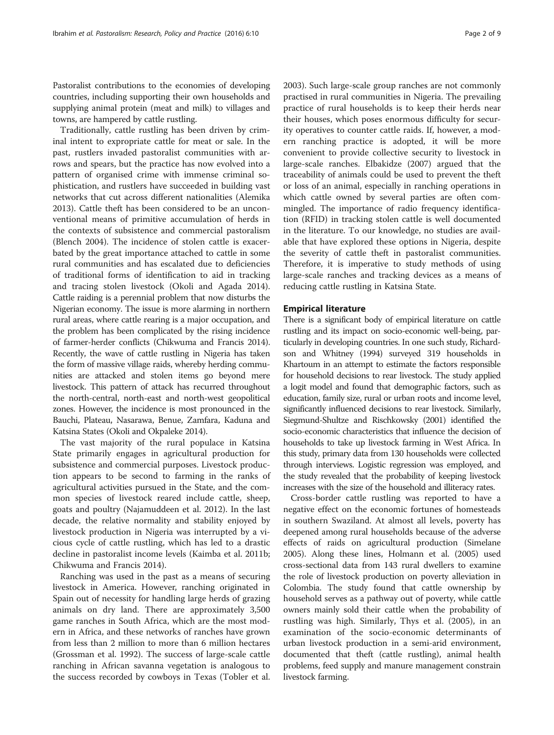Pastoralist contributions to the economies of developing countries, including supporting their own households and supplying animal protein (meat and milk) to villages and towns, are hampered by cattle rustling.

Traditionally, cattle rustling has been driven by criminal intent to expropriate cattle for meat or sale. In the past, rustlers invaded pastoralist communities with arrows and spears, but the practice has now evolved into a pattern of organised crime with immense criminal sophistication, and rustlers have succeeded in building vast networks that cut across different nationalities (Alemika 2013). Cattle theft has been considered to be an unconventional means of primitive accumulation of herds in the contexts of subsistence and commercial pastoralism (Blench 2004). The incidence of stolen cattle is exacerbated by the great importance attached to cattle in some rural communities and has escalated due to deficiencies of traditional forms of identification to aid in tracking and tracing stolen livestock (Okoli and Agada 2014). Cattle raiding is a perennial problem that now disturbs the Nigerian economy. The issue is more alarming in northern rural areas, where cattle rearing is a major occupation, and the problem has been complicated by the rising incidence of farmer-herder conflicts (Chikwuma and Francis 2014). Recently, the wave of cattle rustling in Nigeria has taken the form of massive village raids, whereby herding communities are attacked and stolen items go beyond mere livestock. This pattern of attack has recurred throughout the north-central, north-east and north-west geopolitical zones. However, the incidence is most pronounced in the Bauchi, Plateau, Nasarawa, Benue, Zamfara, Kaduna and Katsina States (Okoli and Okpaleke 2014).

The vast majority of the rural populace in Katsina State primarily engages in agricultural production for subsistence and commercial purposes. Livestock production appears to be second to farming in the ranks of agricultural activities pursued in the State, and the common species of livestock reared include cattle, sheep, goats and poultry (Najamuddeen et al. 2012). In the last decade, the relative normality and stability enjoyed by livestock production in Nigeria was interrupted by a vicious cycle of cattle rustling, which has led to a drastic decline in pastoralist income levels (Kaimba et al. 2011b; Chikwuma and Francis 2014).

Ranching was used in the past as a means of securing livestock in America. However, ranching originated in Spain out of necessity for handling large herds of grazing animals on dry land. There are approximately 3,500 game ranches in South Africa, which are the most modern in Africa, and these networks of ranches have grown from less than 2 million to more than 6 million hectares (Grossman et al. 1992). The success of large-scale cattle ranching in African savanna vegetation is analogous to the success recorded by cowboys in Texas (Tobler et al. 2003). Such large-scale group ranches are not commonly practised in rural communities in Nigeria. The prevailing practice of rural households is to keep their herds near their houses, which poses enormous difficulty for security operatives to counter cattle raids. If, however, a modern ranching practice is adopted, it will be more convenient to provide collective security to livestock in large-scale ranches. Elbakidze (2007) argued that the traceability of animals could be used to prevent the theft or loss of an animal, especially in ranching operations in which cattle owned by several parties are often commingled. The importance of radio frequency identification (RFID) in tracking stolen cattle is well documented in the literature. To our knowledge, no studies are available that have explored these options in Nigeria, despite the severity of cattle theft in pastoralist communities. Therefore, it is imperative to study methods of using large-scale ranches and tracking devices as a means of reducing cattle rustling in Katsina State.

## Empirical literature

There is a significant body of empirical literature on cattle rustling and its impact on socio-economic well-being, particularly in developing countries. In one such study, Richardson and Whitney (1994) surveyed 319 households in Khartoum in an attempt to estimate the factors responsible for household decisions to rear livestock. The study applied a logit model and found that demographic factors, such as education, family size, rural or urban roots and income level, significantly influenced decisions to rear livestock. Similarly, Siegmund-Shultze and Rischkowsky (2001) identified the socio-economic characteristics that influence the decision of households to take up livestock farming in West Africa. In this study, primary data from 130 households were collected through interviews. Logistic regression was employed, and the study revealed that the probability of keeping livestock increases with the size of the household and illiteracy rates.

Cross-border cattle rustling was reported to have a negative effect on the economic fortunes of homesteads in southern Swaziland. At almost all levels, poverty has deepened among rural households because of the adverse effects of raids on agricultural production (Simelane 2005). Along these lines, Holmann et al. (2005) used cross-sectional data from 143 rural dwellers to examine the role of livestock production on poverty alleviation in Colombia. The study found that cattle ownership by household serves as a pathway out of poverty, while cattle owners mainly sold their cattle when the probability of rustling was high. Similarly, Thys et al. (2005), in an examination of the socio-economic determinants of urban livestock production in a semi-arid environment, documented that theft (cattle rustling), animal health problems, feed supply and manure management constrain livestock farming.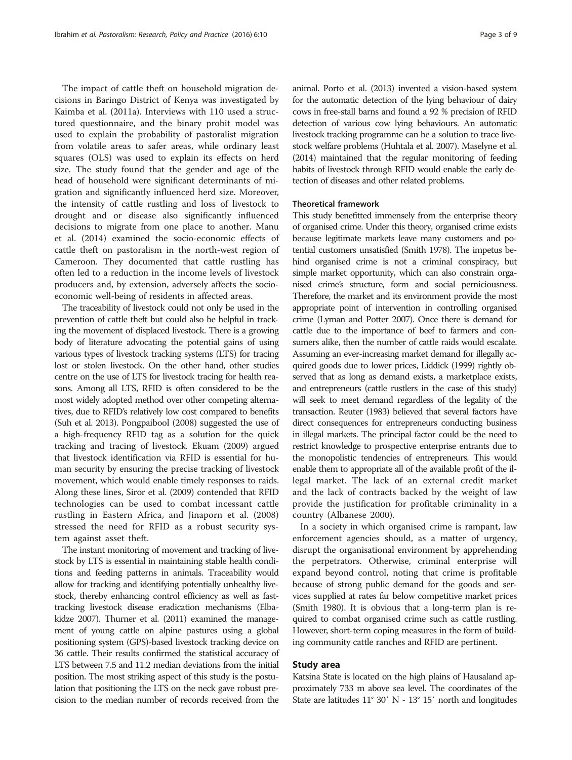The impact of cattle theft on household migration decisions in Baringo District of Kenya was investigated by Kaimba et al. (2011a). Interviews with 110 used a structured questionnaire, and the binary probit model was used to explain the probability of pastoralist migration from volatile areas to safer areas, while ordinary least squares (OLS) was used to explain its effects on herd size. The study found that the gender and age of the head of household were significant determinants of migration and significantly influenced herd size. Moreover, the intensity of cattle rustling and loss of livestock to drought and or disease also significantly influenced decisions to migrate from one place to another. Manu et al. (2014) examined the socio-economic effects of cattle theft on pastoralism in the north-west region of Cameroon. They documented that cattle rustling has often led to a reduction in the income levels of livestock producers and, by extension, adversely affects the socio-economic well-being of residents in affected areas.

The traceability of livestock could not only be used in the prevention of cattle theft but could also be helpful in tracking the movement of displaced livestock. There is a growing body of literature advocating the potential gains of using various types of livestock tracking systems (LTS) for tracing lost or stolen livestock. On the other hand, other studies centre on the use of LTS for livestock tracing for health reasons. Among all LTS, RFID is often considered to be the most widely adopted method over other competing alternatives, due to RFID's relatively low cost compared to benefits (Suh et al. 2013). Pongpaibool (2008) suggested the use of a high-frequency RFID tag as a solution for the quick tracking and tracing of livestock. Ekuam (2009) argued that livestock identification via RFID is essential for human security by ensuring the precise tracking of livestock movement, which would enable timely responses to raids. Along these lines, Siror et al. (2009) contended that RFID technologies can be used to combat incessant cattle rustling in Eastern Africa, and Jinaporn et al. (2008) stressed the need for RFID as a robust security system against asset theft.

The instant monitoring of movement and tracking of livestock by LTS is essential in maintaining stable health conditions and feeding patterns in animals. Traceability would allow for tracking and identifying potentially unhealthy livestock, thereby enhancing control efficiency as well as fast-tracking livestock disease eradication mechanisms (Elbakidze 2007). Thurner et al. (2011) examined the management of young cattle on alpine pastures using a global positioning system (GPS)-based livestock tracking device on 36 cattle. Their results confirmed the statistical accuracy of LTS between 7.5 and 11.2 median deviations from the initial position. The most striking aspect of this study is the postulation that positioning the LTS on the neck gave robust precision to the median number of records received from the animal. Porto et al. (2013) invented a vision-based system for the automatic detection of the lying behaviour of dairy cows in free-stall barns and found a 92 % precision of RFID detection of various cow lying behaviours. An automatic livestock tracking programme can be a solution to trace livestock welfare problems (Huhtala et al. 2007). Maselyne et al. (2014) maintained that the regular monitoring of feeding habits of livestock through RFID would enable the early detection of diseases and other related problems.

### Theoretical framework

This study benefitted immensely from the enterprise theory of organised crime. Under this theory, organised crime exists because legitimate markets leave many customers and potential customers unsatisfied (Smith 1978). The impetus behind organised crime is not a criminal conspiracy, but simple market opportunity, which can also constrain organised crime's structure, form and social perniciousness. Therefore, the market and its environment provide the most appropriate point of intervention in controlling organised crime (Lyman and Potter 2007). Once there is demand for cattle due to the importance of beef to farmers and consumers alike, then the number of cattle raids would escalate. Assuming an ever-increasing market demand for illegally acquired goods due to lower prices, Liddick (1999) rightly observed that as long as demand exists, a marketplace exists, and entrepreneurs (cattle rustlers in the case of this study) will seek to meet demand regardless of the legality of the transaction. Reuter (1983) believed that several factors have direct consequences for entrepreneurs conducting business in illegal markets. The principal factor could be the need to restrict knowledge to prospective enterprise entrants due to the monopolistic tendencies of entrepreneurs. This would enable them to appropriate all of the available profit of the illegal market. The lack of an external credit market and the lack of contracts backed by the weight of law provide the justification for profitable criminality in a country (Albanese 2000).

In a society in which organised crime is rampant, law enforcement agencies should, as a matter of urgency, disrupt the organisational environment by apprehending the perpetrators. Otherwise, criminal enterprise will expand beyond control, noting that crime is profitable because of strong public demand for the goods and services supplied at rates far below competitive market prices (Smith 1980). It is obvious that a long-term plan is required to combat organised crime such as cattle rustling. However, short-term coping measures in the form of building community cattle ranches and RFID are pertinent.

## Study area

Katsina State is located on the high plains of Hausaland approximately 733 m above sea level. The coordinates of the State are latitudes 11° 30′ N - 13° 15′ north and longitudes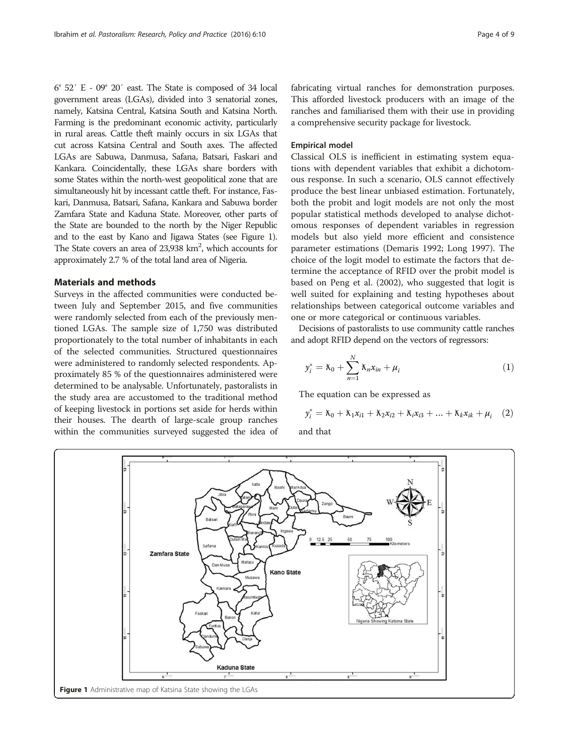6° 52′ E - 09° 20′ east. The State is composed of 34 local government areas (LGAs), divided into 3 senatorial zones, namely, Katsina Central, Katsina South and Katsina North. Farming is the predominant economic activity, particularly in rural areas. Cattle theft mainly occurs in six LGAs that cut across Katsina Central and South axes. The affected LGAs are Sabuwa, Danmusa, Safana, Batsari, Faskari and Kankara. Coincidentally, these LGAs share borders with some States within the north-west geopolitical zone that are simultaneously hit by incessant cattle theft. For instance, Faskari, Danmusa, Batsari, Safana, Kankara and Sabuwa border Zamfara State and Kaduna State. Moreover, other parts of the State are bounded to the north by the Niger Republic and to the east by Kano and Jigawa States (see Figure 1). The State covers an area of 23,938 km$^2$, which accounts for approximately 2.7 % of the total land area of Nigeria.

## Materials and methods

Surveys in the affected communities were conducted between July and September 2015, and five communities were randomly selected from each of the previously mentioned LGAs. The sample size of 1,750 was distributed proportionately to the total number of inhabitants in each of the selected communities. Structured questionnaires were administered to randomly selected respondents. Approximately 85 % of the questionnaires administered were determined to be analysable. Unfortunately, pastoralists in the study area are accustomed to the traditional method of keeping livestock in portions set aside for herds within their houses. The dearth of large-scale group ranches within the communities surveyed suggested the idea of fabricating virtual ranches for demonstration purposes. This afforded livestock producers with an image of the ranches and familiarised them with their use in providing a comprehensive security package for livestock.

### Empirical model

Classical OLS is inefficient in estimating system equations with dependent variables that exhibit a dichotomous response. In such a scenario, OLS cannot effectively produce the best linear unbiased estimation. Fortunately, both the probit and logit models are not only the most popular statistical methods developed to analyse dichotomous responses of dependent variables in regression models but also yield more efficient and consistence parameter estimations (Demaris 1992; Long 1997). The choice of the logit model to estimate the factors that determine the acceptance of RFID over the probit model is based on Peng et al. (2002), who suggested that logit is well suited for explaining and testing hypotheses about relationships between categorical outcome variables and one or more categorical or continuous variables.

Decisions of pastoralists to use community cattle ranches and adopt RFID depend on the vectors of regressors:

$$y_i^* = ƛ_0 + \sum_{n=1}^{N} ƛ_n x_{in} + \mu_i \tag{1}$$

The equation can be expressed as

$$y_i^* = ƛ_0 + ƛ_1 x_{i1} + ƛ_2 x_{i2} + ƛ_i x_{i3} + \ldots + ƛ_k x_{ik} + \mu_i \tag{2}$$

and that

Figure 1 Administrative map of Katsina State showing the LGAs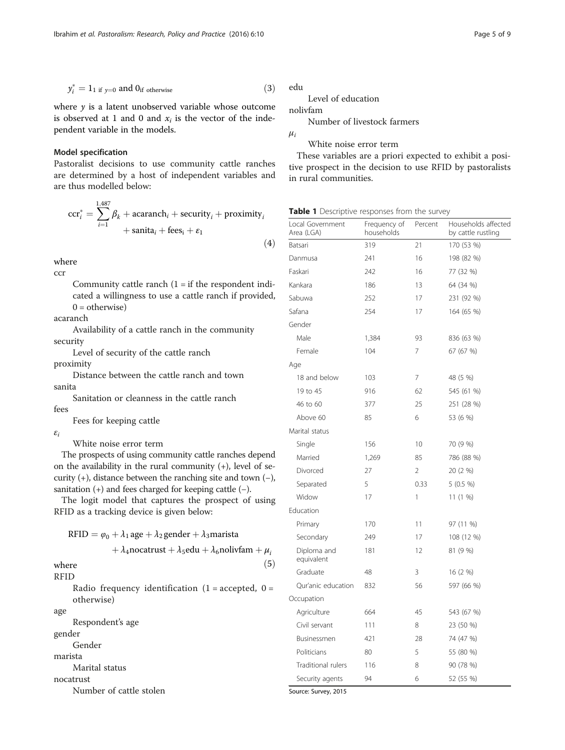$$y_i^* = 1_{1 \text{ if } y=0} \text{ and } 0_{\text{if otherwise}} \tag{3}$$

where $y$ is a latent unobserved variable whose outcome is observed at 1 and 0 and $x_i$ is the vector of the independent variable in the models.

### Model specification

Pastoralist decisions to use community cattle ranches are determined by a host of independent variables and are thus modelled below:

$$\text{ccr}_i^* = \sum_{i=1}^{1,487} \beta_k + \text{acaranch}_i + \text{security}_i + \text{proximity}_i + \text{sanita}_i + \text{fees}_i + \varepsilon_1 \tag{4}$$

where

ccr
: Community cattle ranch (1 = if the respondent indicated a willingness to use a cattle ranch if provided, 0 = otherwise)

acaranch
: Availability of a cattle ranch in the community

security
: Level of security of the cattle ranch

proximity
: Distance between the cattle ranch and town

sanita
: Sanitation or cleanness in the cattle ranch

fees
: Fees for keeping cattle

$\varepsilon_i$
: White noise error term

The prospects of using community cattle ranches depend on the availability in the rural community (+), level of security (+), distance between the ranching site and town (−), sanitation (+) and fees charged for keeping cattle (−).

The logit model that captures the prospect of using RFID as a tracking device is given below:

$$\text{RFID} = \varphi_0 + \lambda_1 \text{age} + \lambda_2 \text{gender} + \lambda_3 \text{marista} + \lambda_4 \text{nocatrust} + \lambda_5 \text{edu} + \lambda_6 \text{nolivfam} + \mu_i \tag{5}$$

where

RFID
: Radio frequency identification (1 = accepted, 0 = otherwise)

age
: Respondent's age

gender
: Gender

marista
: Marital status

nocatrust
: Number of cattle stolen

edu
: Level of education

nolivfam
: Number of livestock farmers

$\mu_i$
: White noise error term

These variables are a priori expected to exhibit a positive prospect in the decision to use RFID by pastoralists in rural communities.

**Table 1** Descriptive responses from the survey

| Local Government Area (LGA) | Frequency of households | Percent | Households affected by cattle rustling |
|---|---|---|---|
| Batsari | 319 | 21 | 170 (53 %) |
| Danmusa | 241 | 16 | 198 (82 %) |
| Faskari | 242 | 16 | 77 (32 %) |
| Kankara | 186 | 13 | 64 (34 %) |
| Sabuwa | 252 | 17 | 231 (92 %) |
| Safana | 254 | 17 | 164 (65 %) |
| Gender | | | |
| Male | 1,384 | 93 | 836 (63 %) |
| Female | 104 | 7 | 67 (67 %) |
| Age | | | |
| 18 and below | 103 | 7 | 48 (5 %) |
| 19 to 45 | 916 | 62 | 545 (61 %) |
| 46 to 60 | 377 | 25 | 251 (28 %) |
| Above 60 | 85 | 6 | 53 (6 %) |
| Marital status | | | |
| Single | 156 | 10 | 70 (9 %) |
| Married | 1,269 | 85 | 786 (88 %) |
| Divorced | 27 | 2 | 20 (2 %) |
| Separated | 5 | 0.33 | 5 (0.5 %) |
| Widow | 17 | 1 | 11 (1 %) |
| Education | | | |
| Primary | 170 | 11 | 97 (11 %) |
| Secondary | 249 | 17 | 108 (12 %) |
| Diploma and equivalent | 181 | 12 | 81 (9 %) |
| Graduate | 48 | 3 | 16 (2 %) |
| Qur'anic education | 832 | 56 | 597 (66 %) |
| Occupation | | | |
| Agriculture | 664 | 45 | 543 (67 %) |
| Civil servant | 111 | 8 | 23 (50 %) |
| Businessmen | 421 | 28 | 74 (47 %) |
| Politicians | 80 | 5 | 55 (80 %) |
| Traditional rulers | 116 | 8 | 90 (78 %) |
| Security agents | 94 | 6 | 52 (55 %) |

Source: Survey, 2015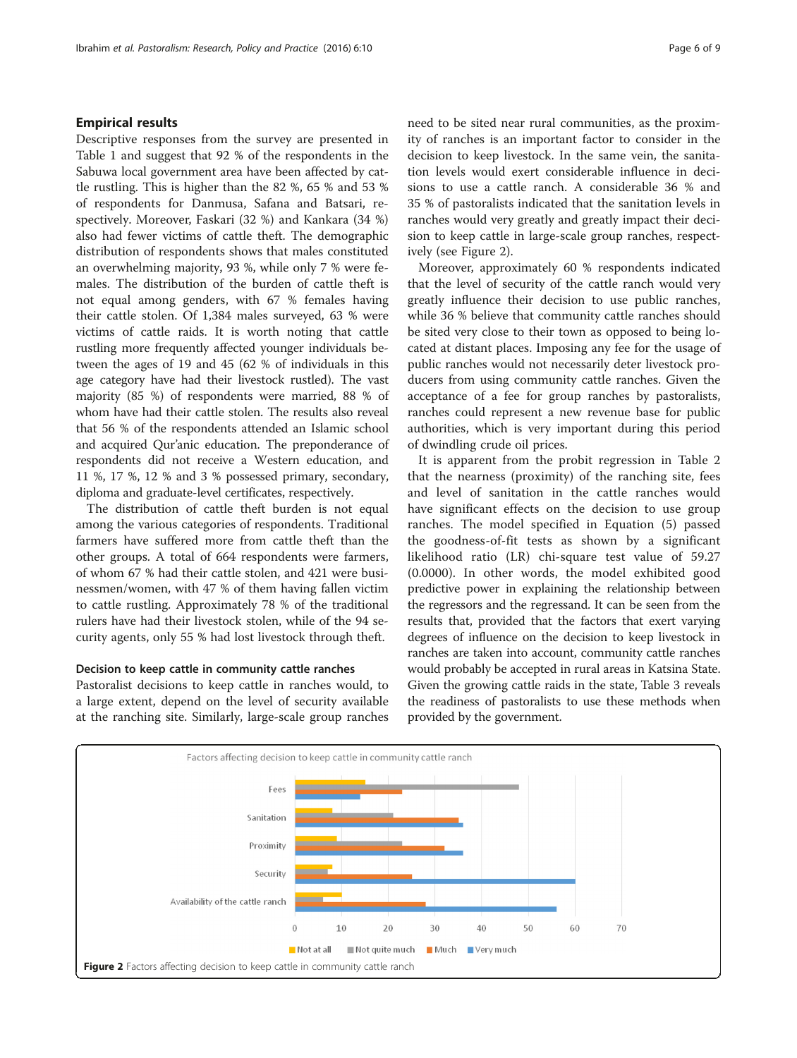## Empirical results

Descriptive responses from the survey are presented in Table 1 and suggest that 92 % of the respondents in the Sabuwa local government area have been affected by cattle rustling. This is higher than the 82 %, 65 % and 53 % of respondents for Danmusa, Safana and Batsari, respectively. Moreover, Faskari (32 %) and Kankara (34 %) also had fewer victims of cattle theft. The demographic distribution of respondents shows that males constituted an overwhelming majority, 93 %, while only 7 % were females. The distribution of the burden of cattle theft is not equal among genders, with 67 % females having their cattle stolen. Of 1,384 males surveyed, 63 % were victims of cattle raids. It is worth noting that cattle rustling more frequently affected younger individuals between the ages of 19 and 45 (62 % of individuals in this age category have had their livestock rustled). The vast majority (85 %) of respondents were married, 88 % of whom have had their cattle stolen. The results also reveal that 56 % of the respondents attended an Islamic school and acquired Qur'anic education. The preponderance of respondents did not receive a Western education, and 11 %, 17 %, 12 % and 3 % possessed primary, secondary, diploma and graduate-level certificates, respectively.

The distribution of cattle theft burden is not equal among the various categories of respondents. Traditional farmers have suffered more from cattle theft than the other groups. A total of 664 respondents were farmers, of whom 67 % had their cattle stolen, and 421 were businessmen/women, with 47 % of them having fallen victim to cattle rustling. Approximately 78 % of the traditional rulers have had their livestock stolen, while of the 94 security agents, only 55 % had lost livestock through theft.

### Decision to keep cattle in community cattle ranches

Pastoralist decisions to keep cattle in ranches would, to a large extent, depend on the level of security available at the ranching site. Similarly, large-scale group ranches need to be sited near rural communities, as the proximity of ranches is an important factor to consider in the decision to keep livestock. In the same vein, the sanitation levels would exert considerable influence in decisions to use a cattle ranch. A considerable 36 % and 35 % of pastoralists indicated that the sanitation levels in ranches would very greatly and greatly impact their decision to keep cattle in large-scale group ranches, respectively (see Figure 2).

Moreover, approximately 60 % respondents indicated that the level of security of the cattle ranch would very greatly influence their decision to use public ranches, while 36 % believe that community cattle ranches should be sited very close to their town as opposed to being located at distant places. Imposing any fee for the usage of public ranches would not necessarily deter livestock producers from using community cattle ranches. Given the acceptance of a fee for group ranches by pastoralists, ranches could represent a new revenue base for public authorities, which is very important during this period of dwindling crude oil prices.

It is apparent from the probit regression in Table 2 that the nearness (proximity) of the ranching site, fees and level of sanitation in the cattle ranches would have significant effects on the decision to use group ranches. The model specified in Equation (5) passed the goodness-of-fit tests as shown by a significant likelihood ratio (LR) chi-square test value of 59.27 (0.0000). In other words, the model exhibited good predictive power in explaining the relationship between the regressors and the regressand. It can be seen from the results that, provided that the factors that exert varying degrees of influence on the decision to keep livestock in ranches are taken into account, community cattle ranches would probably be accepted in rural areas in Katsina State. Given the growing cattle raids in the state, Table 3 reveals the readiness of pastoralists to use these methods when provided by the government.

**Figure 2** Factors affecting decision to keep cattle in community cattle ranch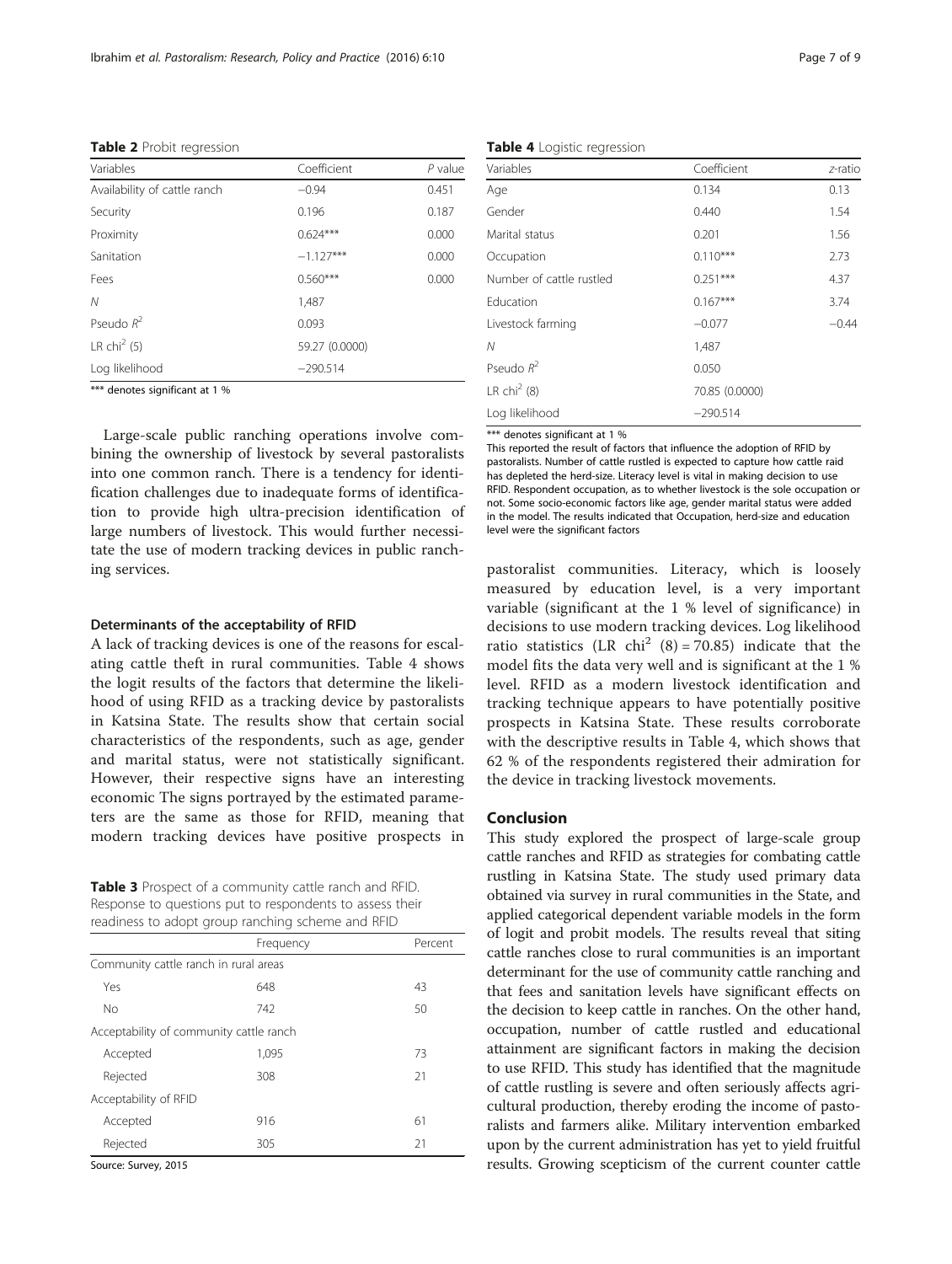**Table 2** Probit regression

| Variables | Coefficient | *P* value |
|---|---|---|
| Availability of cattle ranch | −0.94 | 0.451 |
| Security | 0.196 | 0.187 |
| Proximity | 0.624*** | 0.000 |
| Sanitation | −1.127*** | 0.000 |
| Fees | 0.560*** | 0.000 |
| *N* | 1,487 | |
| Pseudo $R^2$ | 0.093 | |
| LR chi$^2$ (5) | 59.27 (0.0000) | |
| Log likelihood | −290.514 | |

*** denotes significant at 1 %

Large-scale public ranching operations involve combining the ownership of livestock by several pastoralists into one common ranch. There is a tendency for identification challenges due to inadequate forms of identification to provide high ultra-precision identification of large numbers of livestock. This would further necessitate the use of modern tracking devices in public ranching services.

### Determinants of the acceptability of RFID

A lack of tracking devices is one of the reasons for escalating cattle theft in rural communities. Table 4 shows the logit results of the factors that determine the likelihood of using RFID as a tracking device by pastoralists in Katsina State. The results show that certain social characteristics of the respondents, such as age, gender and marital status, were not statistically significant. However, their respective signs have an interesting economic The signs portrayed by the estimated parameters are the same as those for RFID, meaning that modern tracking devices have positive prospects in pastoralist communities. Literacy, which is loosely measured by education level, is a very important variable (significant at the 1 % level of significance) in decisions to use modern tracking devices. Log likelihood ratio statistics (LR chi$^2$ (8) = 70.85) indicate that the model fits the data very well and is significant at the 1 % level. RFID as a modern livestock identification and tracking technique appears to have potentially positive prospects in Katsina State. These results corroborate with the descriptive results in Table 4, which shows that 62 % of the respondents registered their admiration for the device in tracking livestock movements.

**Table 3** Prospect of a community cattle ranch and RFID. Response to questions put to respondents to assess their readiness to adopt group ranching scheme and RFID

| | Frequency | Percent |
|---|---|---|
| Community cattle ranch in rural areas | | |
| Yes | 648 | 43 |
| No | 742 | 50 |
| Acceptability of community cattle ranch | | |
| Accepted | 1,095 | 73 |
| Rejected | 308 | 21 |
| Acceptability of RFID | | |
| Accepted | 916 | 61 |
| Rejected | 305 | 21 |

Source: Survey, 2015

**Table 4** Logistic regression

| Variables | Coefficient | *z*-ratio |
|---|---|---|
| Age | 0.134 | 0.13 |
| Gender | 0.440 | 1.54 |
| Marital status | 0.201 | 1.56 |
| Occupation | 0.110*** | 2.73 |
| Number of cattle rustled | 0.251*** | 4.37 |
| Education | 0.167*** | 3.74 |
| Livestock farming | −0.077 | −0.44 |
| *N* | 1,487 | |
| Pseudo $R^2$ | 0.050 | |
| LR chi$^2$ (8) | 70.85 (0.0000) | |
| Log likelihood | −290.514 | |

*** denotes significant at 1 %

This reported the result of factors that influence the adoption of RFID by pastoralists. Number of cattle rustled is expected to capture how cattle raid has depleted the herd-size. Literacy level is vital in making decision to use RFID. Respondent occupation, as to whether livestock is the sole occupation or not. Some socio-economic factors like age, gender marital status were added in the model. The results indicated that Occupation, herd-size and education level were the significant factors

## Conclusion

This study explored the prospect of large-scale group cattle ranches and RFID as strategies for combating cattle rustling in Katsina State. The study used primary data obtained via survey in rural communities in the State, and applied categorical dependent variable models in the form of logit and probit models. The results reveal that siting cattle ranches close to rural communities is an important determinant for the use of community cattle ranching and that fees and sanitation levels have significant effects on the decision to keep cattle in ranches. On the other hand, occupation, number of cattle rustled and educational attainment are significant factors in making the decision to use RFID. This study has identified that the magnitude of cattle rustling is severe and often seriously affects agricultural production, thereby eroding the income of pastoralists and farmers alike. Military intervention embarked upon by the current administration has yet to yield fruitful results. Growing scepticism of the current counter cattle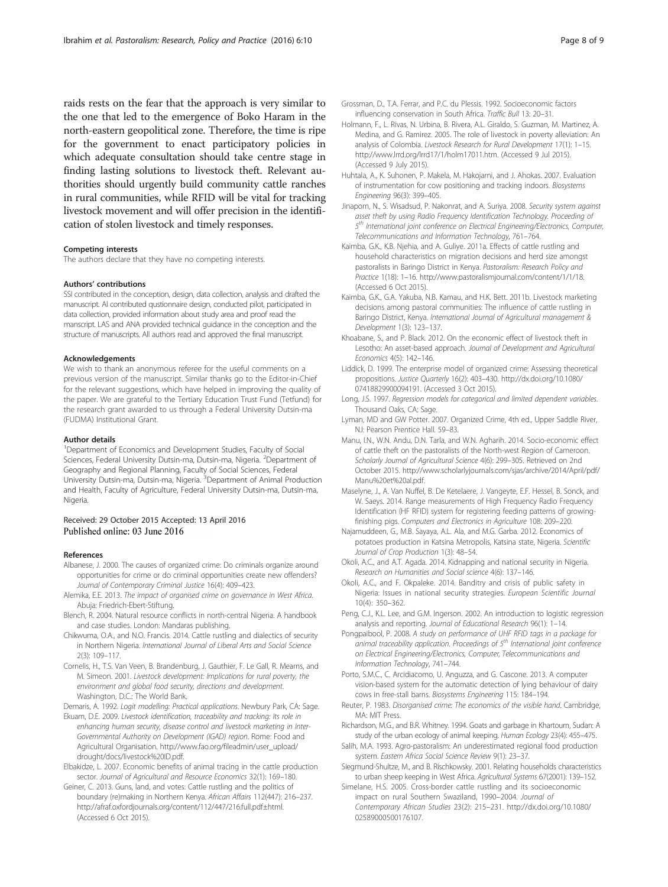raids rests on the fear that the approach is very similar to the one that led to the emergence of Boko Haram in the north-eastern geopolitical zone. Therefore, the time is ripe for the government to enact participatory policies in which adequate consultation should take centre stage in finding lasting solutions to livestock theft. Relevant authorities should urgently build community cattle ranches in rural communities, while RFID will be vital for tracking livestock movement and will offer precision in the identification of stolen livestock and timely responses.

#### Competing interests
The authors declare that they have no competing interests.

#### Authors' contributions
SSI contributed in the conception, design, data collection, analysis and drafted the manuscript. AI contributed qustionnaire design, conducted pilot, participated in data collection, provided information about study area and proof read the manscript. LAS and ANA provided technical guidance in the conception and the structure of manuscripts. All authors read and approved the final manuscript.

#### Acknowledgements
We wish to thank an anonymous referee for the useful comments on a previous version of the manuscript. Similar thanks go to the Editor-in-Chief for the relevant suggestions, which have helped in improving the quality of the paper. We are grateful to the Tertiary Education Trust Fund (Tetfund) for the research grant awarded to us through a Federal University Dutsin-ma (FUDMA) Institutional Grant.

#### Author details
[1]Department of Economics and Development Studies, Faculty of Social Sciences, Federal University Dutsin-ma, Dutsin-ma, Nigeria. [2]Department of Geography and Regional Planning, Faculty of Social Sciences, Federal University Dutsin-ma, Dutsin-ma, Nigeria. [3]Department of Animal Production and Health, Faculty of Agriculture, Federal University Dutsin-ma, Dutsin-ma, Nigeria.

Received: 29 October 2015 Accepted: 13 April 2016
Published online: 03 June 2016

#### References
Albanese, J. 2000. The causes of organized crime: Do criminals organize around opportunities for crime or do criminal opportunities create new offenders? *Journal of Contemporary Criminal Justice* 16(4): 409–423.

Alemika, E.E. 2013. *The impact of organised crime on governance in West Africa*. Abuja: Friedrich-Ebert-Stiftung.

Blench, R. 2004. Natural resource conflicts in north-central Nigeria. A handbook and case studies. London: Mandaras publishing.

Chikwuma, O.A., and N.O. Francis. 2014. Cattle rustling and dialectics of security in Northern Nigeria. *International Journal of Liberal Arts and Social Science* 2(3): 109–117.

Cornelis, H., T.S. Van Veen, B. Brandenburg, J. Gauthier, F. Le Gall, R. Mearns, and M. Simeon. 2001. *Livestock development: Implications for rural poverty, the environment and global food security, directions and development*. Washington, D.C.: The World Bank.

Demaris, A. 1992. *Logit modelling: Practical applications*. Newbury Park, CA: Sage.

Ekuam, D.E. 2009. *Livestock identification, traceability and tracking: Its role in enhancing human security, disease control and livestock marketing in Inter-Governmental Authority on Development (IGAD) region*. Rome: Food and Agricultural Organisation. http://www.fao.org/fileadmin/user_upload/drought/docs/livestock%20ID.pdf.

Elbakidze, L. 2007. Economic benefits of animal tracing in the cattle production sector. *Journal of Agricultural and Resource Economics* 32(1): 169–180.

Geiner, C. 2013. Guns, land, and votes: Cattle rustling and the politics of boundary (re)making in Northern Kenya. *African Affairs* 112(447): 216–237. http://afraf.oxfordjournals.org/content/112/447/216.full.pdf±html. (Accessed 6 Oct 2015).

Grossman, D., T.A. Ferrar, and P.C. du Plessis. 1992. Socioeconomic factors influencing conservation in South Africa. *Traffic Bull* 13: 20–31.

Holmann, F., L. Rivas, N. Urbina, B. Rivera, A.L. Giraldo, S. Guzman, M. Martinez, A. Medina, and G. Ramirez. 2005. The role of livestock in poverty alleviation: An analysis of Colombia. *Livestock Research for Rural Development* 17(1): 1–15. http://www.lrrd.org/lrrd17/1/holm17011.htm. (Accessed 9 Jul 2015). (Accessed 9 July 2015).

Huhtala, A., K. Suhonen, P. Makela, M. Hakojarni, and J. Ahokas. 2007. Evaluation of instrumentation for cow positioning and tracking indoors. *Biosystems Engineering* 96(3): 399–405.

Jinaporn, N., S. Wisadsud, P. Nakonrat, and A. Suriya. 2008. *Security system against asset theft by using Radio Frequency Identification Technology. Proceeding of 5th International joint conference on Electrical Engineering/Electronics, Computer, Telecommunications and Information Technology*, 761–764.

Kaimba, G.K., K.B. Njehia, and A. Guliye. 2011a. Effects of cattle rustling and household characteristics on migration decisions and herd size amongst pastoralists in Baringo District in Kenya. *Pastoralism: Research Policy and Practice* 1(18): 1–16. http://www.pastoralismjournal.com/content/1/1/18. (Accessed 6 Oct 2015).

Kaimba, G.K., G.A. Yakuba, N.B. Kamau, and H.K. Bett. 2011b. Livestock marketing decisions among pastoral communities: The influence of cattle rustling in Baringo District, Kenya. *International Journal of Agricultural management & Development* 1(3): 123–137.

Khoabane, S., and P. Black. 2012. On the economic effect of livestock theft in Lesotho: An asset-based approach. *Journal of Development and Agricultural Economics* 4(5): 142–146.

Liddick, D. 1999. The enterprise model of organized crime: Assessing theoretical propositions. *Justice Quarterly* 16(2): 403–430. http://dx.doi.org/10.1080/07418829900094191. (Accessed 3 Oct 2015).

Long, J.S. 1997. *Regression models for categorical and limited dependent variables*. Thousand Oaks, CA: Sage.

Lyman, MD and GW Potter. 2007. Organized Crime, 4th ed., Upper Saddle River, NJ: Pearson Prentice Hall. 59–83.

Manu, I.N., W.N. Andu, D.N. Tarla, and W.N. Agharih. 2014. Socio-economic effect of cattle theft on the pastoralists of the North-west Region of Cameroon. *Scholarly Journal of Agricultural Science* 4(6): 299–305. Retrieved on 2nd October 2015. http://www.scholarlyjournals.com/sjas/archive/2014/April/pdf/Manu%20et%20al.pdf.

Maselyne, J., A. Van Nuffel, B. De Ketelaere, J. Vangeyte, E.F. Hessel, B. Sonck, and W. Saeys. 2014. Range measurements of High Frequency Radio Frequency Identification (HF RFID) system for registering feeding patterns of growing-finishing pigs. *Computers and Electronics in Agriculture* 108: 209–220.

Najamuddeen, G., M.B. Sayaya, A.L. Ala, and M.G. Garba. 2012. Economics of potatoes production in Katsina Metropolis, Katsina state, Nigeria. *Scientific Journal of Crop Production* 1(3): 48–54.

Okoli, A.C., and A.T. Agada. 2014. Kidnapping and national security in Nigeria. *Research on Humanities and Social science* 4(6): 137–146.

Okoli, A.C., and F. Okpaleke. 2014. Banditry and crisis of public safety in Nigeria: Issues in national security strategies. *European Scientific Journal* 10(4): 350–362.

Peng, C.J., K.L. Lee, and G.M. Ingerson. 2002. An introduction to logistic regression analysis and reporting. *Journal of Educational Research* 96(1): 1–14.

Pongpaibool, P. 2008. *A study on performance of UHF RFID tags in a package for animal traceability application. Proceedings of 5th International joint conference on Electrical Engineering/Electronics, Computer, Telecommunications and Information Technology*, 741–744.

Porto, S.M.C., C. Arcidiacomo, U. Anguzza, and G. Cascone. 2013. A computer vision-based system for the automatic detection of lying behaviour of dairy cows in free-stall barns. *Biosystems Engineering* 115: 184–194.

Reuter, P. 1983. *Disorganised crime: The economics of the visible hand*. Cambridge, MA: MIT Press.

Richardson, M.G., and B.R. Whitney. 1994. Goats and garbage in Khartoum, Sudan: A study of the urban ecology of animal keeping. *Human Ecology* 23(4): 455–475.

Salih, M.A. 1993. Agro-pastoralism: An underestimated regional food production system. *Eastern Africa Social Science Review* 9(1): 23–37.

Siegmund-Shultze, M., and B. Rischkowsky. 2001. Relating households characteristics to urban sheep keeping in West Africa. *Agricultural Systems* 67(2001): 139–152.

Simelane, H.S. 2005. Cross-border cattle rustling and its socioeconomic impact on rural Southern Swaziland, 1990–2004. *Journal of Contemporary African Studies* 23(2): 215–231. http://dx.doi.org/10.1080/02589000500176107.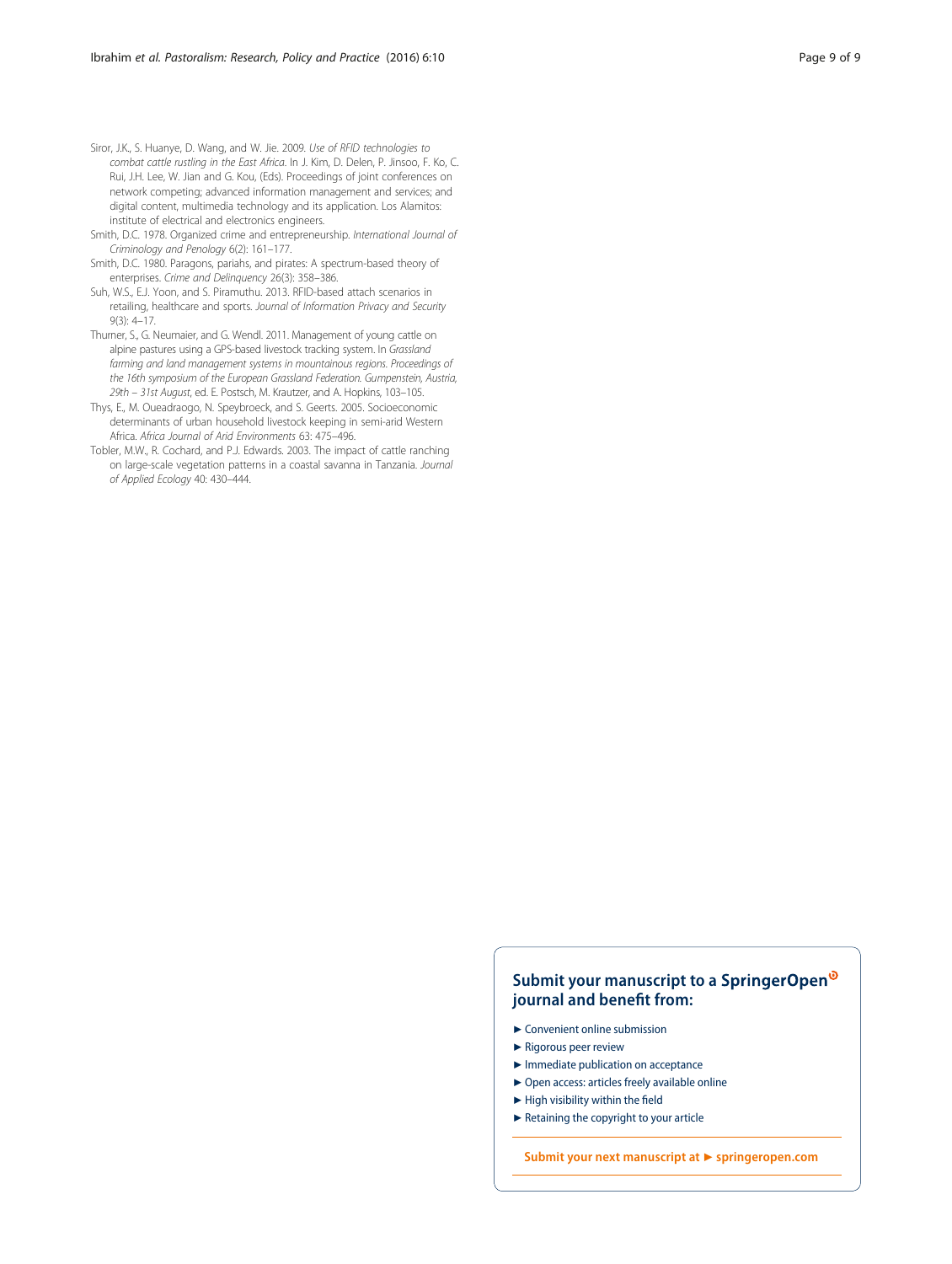Siror, J.K., S. Huanye, D. Wang, and W. Jie. 2009. *Use of RFID technologies to combat cattle rustling in the East Africa*. In J. Kim, D. Delen, P. Jinsoo, F. Ko, C. Rui, J.H. Lee, W. Jian and G. Kou, (Eds). Proceedings of joint conferences on network competing; advanced information management and services; and digital content, multimedia technology and its application. Los Alamitos: institute of electrical and electronics engineers.

Smith, D.C. 1978. Organized crime and entrepreneurship. *International Journal of Criminology and Penology* 6(2): 161–177.

Smith, D.C. 1980. Paragons, pariahs, and pirates: A spectrum-based theory of enterprises. *Crime and Delinquency* 26(3): 358–386.

Suh, W.S., E.J. Yoon, and S. Piramuthu. 2013. RFID-based attach scenarios in retailing, healthcare and sports. *Journal of Information Privacy and Security* 9(3): 4–17.

Thurner, S., G. Neumaier, and G. Wendl. 2011. Management of young cattle on alpine pastures using a GPS-based livestock tracking system. In *Grassland farming and land management systems in mountainous regions. Proceedings of the 16th symposium of the European Grassland Federation. Gumpenstein, Austria, 29th – 31st August*, ed. E. Postsch, M. Krautzer, and A. Hopkins, 103–105.

Thys, E., M. Oueadraogo, N. Speybroeck, and S. Geerts. 2005. Socioeconomic determinants of urban household livestock keeping in semi-arid Western Africa. *Africa Journal of Arid Environments* 63: 475–496.

Tobler, M.W., R. Cochard, and P.J. Edwards. 2003. The impact of cattle ranching on large-scale vegetation patterns in a coastal savanna in Tanzania. *Journal of Applied Ecology* 40: 430–444.

**Submit your manuscript to a SpringerOpen journal and benefit from:**

- ► Convenient online submission
- ► Rigorous peer review
- ► Immediate publication on acceptance
- ► Open access: articles freely available online
- ► High visibility within the field
- ► Retaining the copyright to your article

**Submit your next manuscript at ► springeropen.com**